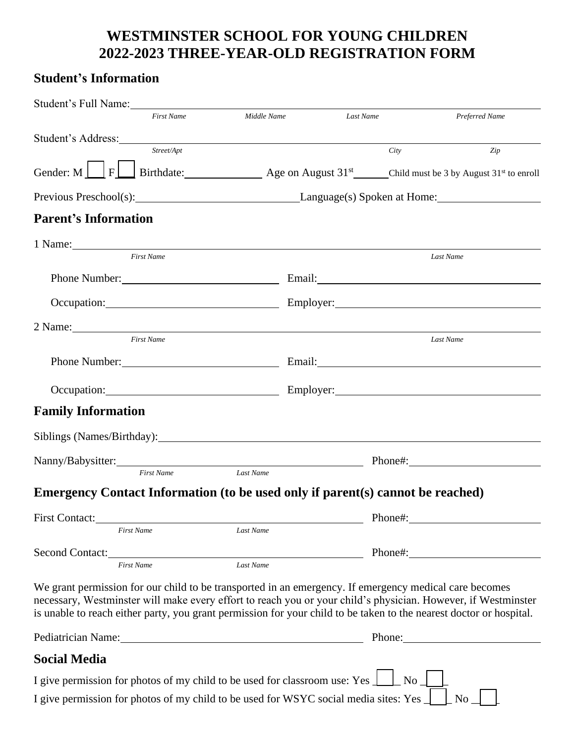# WESTMINSTER SCHOOL FOR YOUNG CHILDREN
# 2022-2023 THREE-YEAR-OLD REGISTRATION FORM

## Student's Information

Student's Full Name: ____________________________________________
*First Name* *Middle Name* *Last Name* *Preferred Name*

Student's Address: ____________________________________________
*Street/Apt* *City* *Zip*

Gender: M [ ] F [ ] Birthdate: __________ Age on August 31st ______ Child must be 3 by August 31st to enroll

Previous Preschool(s): ______________________ Language(s) Spoken at Home: ______________

## Parent's Information

1 Name: ____________________________________________
*First Name* *Last Name*

Phone Number: ______________________ Email: ______________________

Occupation: ______________________ Employer: ______________________

2 Name: ____________________________________________
*First Name* *Last Name*

Phone Number: ______________________ Email: ______________________

Occupation: ______________________ Employer: ______________________

## Family Information

Siblings (Names/Birthday): ____________________________________________

Nanny/Babysitter: ______________________ Phone#: ______________________
*First Name* *Last Name*

## Emergency Contact Information (to be used only if parent(s) cannot be reached)

First Contact: ______________________ Phone#: ______________________
*First Name* *Last Name*

Second Contact: ______________________ Phone#: ______________________
*First Name* *Last Name*

We grant permission for our child to be transported in an emergency. If emergency medical care becomes necessary, Westminster will make every effort to reach you or your child's physician. However, if Westminster is unable to reach either party, you grant permission for your child to be taken to the nearest doctor or hospital.

Pediatrician Name: ______________________ Phone: ______________________

## Social Media

I give permission for photos of my child to be used for classroom use: Yes [ ] No [ ]

I give permission for photos of my child to be used for WSYC social media sites: Yes [ ] No [ ]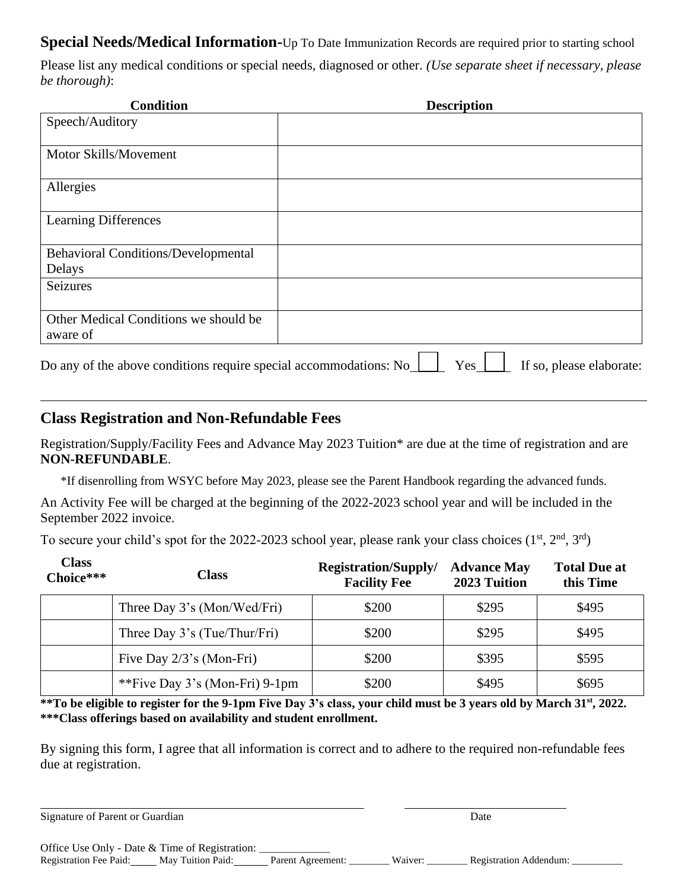## Special Needs/Medical Information-Up To Date Immunization Records are required prior to starting school

Please list any medical conditions or special needs, diagnosed or other. *(Use separate sheet if necessary, please be thorough)*:

| Condition | Description |
|---|---|
| Speech/Auditory | |
| Motor Skills/Movement | |
| Allergies | |
| Learning Differences | |
| Behavioral Conditions/Developmental Delays | |
| Seizures | |
| Other Medical Conditions we should be aware of | |

Do any of the above conditions require special accommodations: No ☐ Yes ☐ If so, please elaborate:

---

## Class Registration and Non-Refundable Fees

Registration/Supply/Facility Fees and Advance May 2023 Tuition* are due at the time of registration and are **NON-REFUNDABLE**.

*If disenrolling from WSYC before May 2023, please see the Parent Handbook regarding the advanced funds.

An Activity Fee will be charged at the beginning of the 2022-2023 school year and will be included in the September 2022 invoice.

To secure your child's spot for the 2022-2023 school year, please rank your class choices (1st, 2nd, 3rd)

| Class Choice*** | Class | Registration/Supply/ Facility Fee | Advance May 2023 Tuition | Total Due at this Time |
|---|---|---|---|---|
| | Three Day 3's (Mon/Wed/Fri) | $200 | $295 | $495 |
| | Three Day 3's (Tue/Thur/Fri) | $200 | $295 | $495 |
| | Five Day 2/3's (Mon-Fri) | $200 | $395 | $595 |
| | **Five Day 3's (Mon-Fri) 9-1pm | $200 | $495 | $695 |

**\*\*To be eligible to register for the 9-1pm Five Day 3's class, your child must be 3 years old by March 31st, 2022.**
**\*\*\*Class offerings based on availability and student enrollment.**

By signing this form, I agree that all information is correct and to adhere to the required non-refundable fees due at registration.

_______________________________________ _____________________

Signature of Parent or Guardian Date

Office Use Only - Date & Time of Registration: _____________
Registration Fee Paid:_____ May Tuition Paid:______ Parent Agreement: ________ Waiver: ________ Registration Addendum: __________